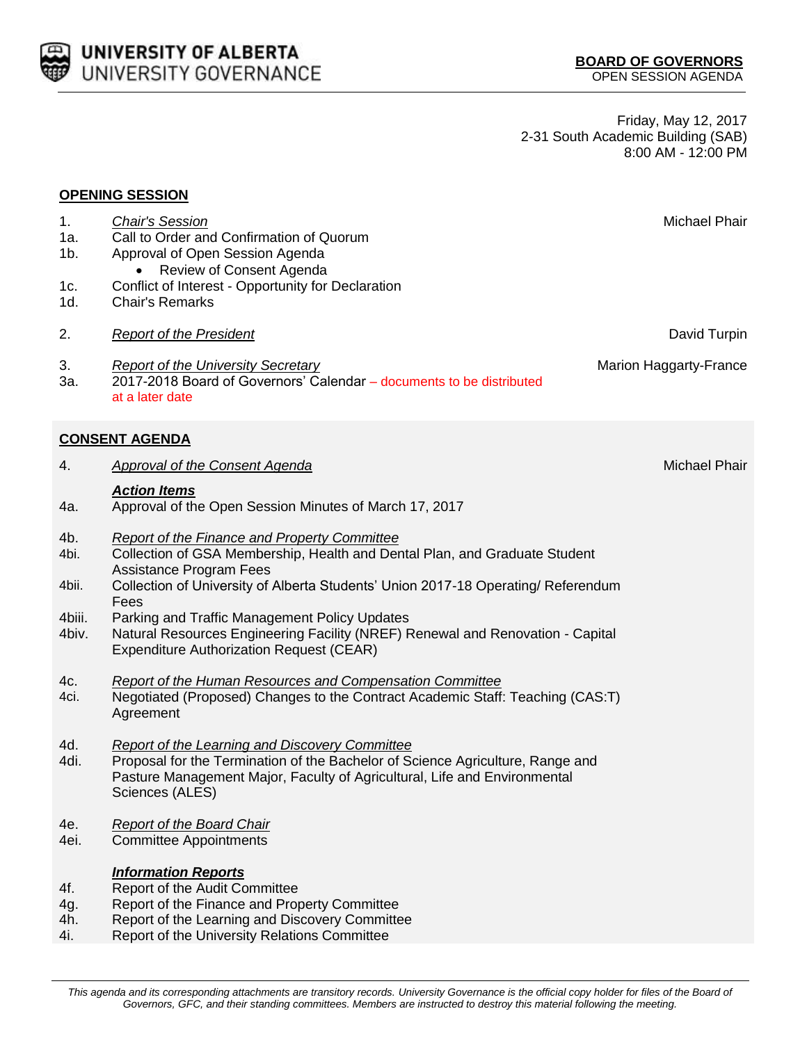**UNIVERSITY OF ALBERTA**
UNIVERSITY GOVERNANCE

**BOARD OF GOVERNORS**
OPEN SESSION AGENDA

Friday, May 12, 2017
2-31 South Academic Building (SAB)
8:00 AM - 12:00 PM

## OPENING SESSION

1. *Chair's Session* — Michael Phair
1a. Call to Order and Confirmation of Quorum
1b. Approval of Open Session Agenda
   - Review of Consent Agenda
1c. Conflict of Interest - Opportunity for Declaration
1d. Chair's Remarks

2. *Report of the President* — David Turpin

3. *Report of the University Secretary* — Marion Haggarty-France
3a. 2017-2018 Board of Governors' Calendar – documents to be distributed at a later date

## CONSENT AGENDA

4. *Approval of the Consent Agenda* — Michael Phair

***Action Items***

4a. Approval of the Open Session Minutes of March 17, 2017

4b. *Report of the Finance and Property Committee*
4bi. Collection of GSA Membership, Health and Dental Plan, and Graduate Student Assistance Program Fees
4bii. Collection of University of Alberta Students' Union 2017-18 Operating/ Referendum Fees
4biii. Parking and Traffic Management Policy Updates
4biv. Natural Resources Engineering Facility (NREF) Renewal and Renovation - Capital Expenditure Authorization Request (CEAR)

4c. *Report of the Human Resources and Compensation Committee*
4ci. Negotiated (Proposed) Changes to the Contract Academic Staff: Teaching (CAS:T) Agreement

4d. *Report of the Learning and Discovery Committee*
4di. Proposal for the Termination of the Bachelor of Science Agriculture, Range and Pasture Management Major, Faculty of Agricultural, Life and Environmental Sciences (ALES)

4e. *Report of the Board Chair*
4ei. Committee Appointments

***Information Reports***

4f. Report of the Audit Committee
4g. Report of the Finance and Property Committee
4h. Report of the Learning and Discovery Committee
4i. Report of the University Relations Committee

*This agenda and its corresponding attachments are transitory records. University Governance is the official copy holder for files of the Board of Governors, GFC, and their standing committees. Members are instructed to destroy this material following the meeting.*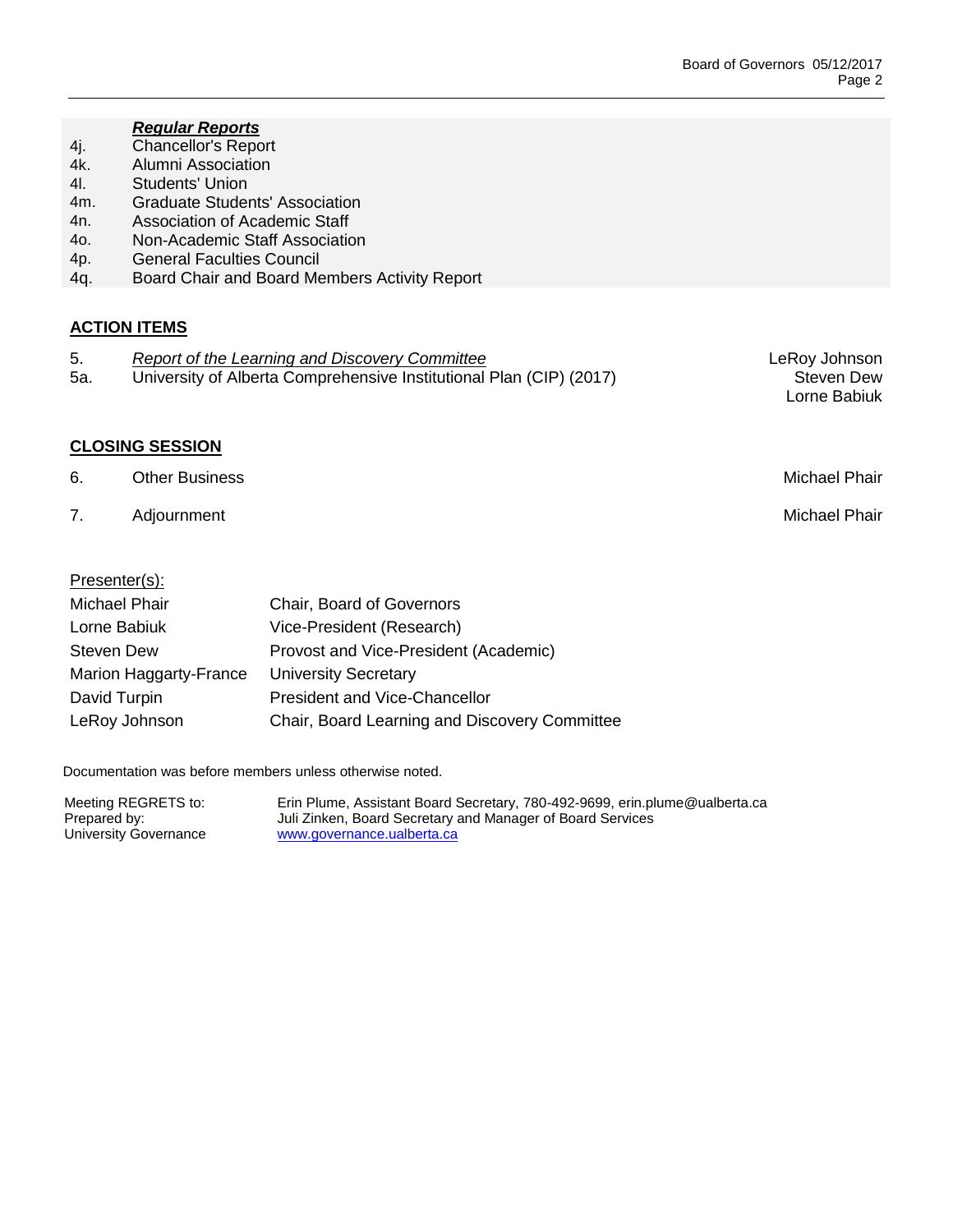***Regular Reports***

4j. Chancellor's Report
4k. Alumni Association
4l. Students' Union
4m. Graduate Students' Association
4n. Association of Academic Staff
4o. Non-Academic Staff Association
4p. General Faculties Council
4q. Board Chair and Board Members Activity Report

**ACTION ITEMS**

5. *Report of the Learning and Discovery Committee* — LeRoy Johnson
5a. University of Alberta Comprehensive Institutional Plan (CIP) (2017) — Steven Dew, Lorne Babiuk

**CLOSING SESSION**

6. Other Business — Michael Phair

7. Adjournment — Michael Phair

Presenter(s):

| | |
|---|---|
| Michael Phair | Chair, Board of Governors |
| Lorne Babiuk | Vice-President (Research) |
| Steven Dew | Provost and Vice-President (Academic) |
| Marion Haggarty-France | University Secretary |
| David Turpin | President and Vice-Chancellor |
| LeRoy Johnson | Chair, Board Learning and Discovery Committee |

Documentation was before members unless otherwise noted.

| | |
|---|---|
| Meeting REGRETS to: | Erin Plume, Assistant Board Secretary, 780-492-9699, erin.plume@ualberta.ca |
| Prepared by: | Juli Zinken, Board Secretary and Manager of Board Services |
| University Governance | www.governance.ualberta.ca |